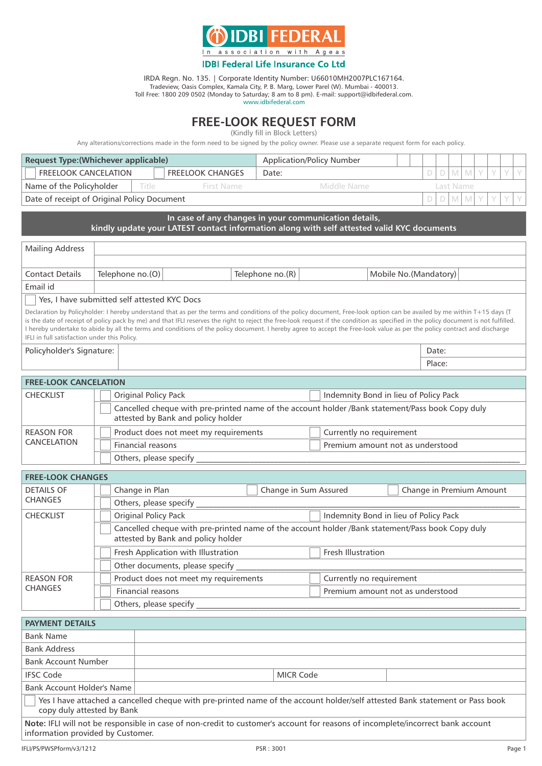IDBI FEDERAL

In association with Ageas

**IDBI Federal Life Insurance Co Ltd**

IRDA Regn. No. 135. | Corporate Identity Number: U66010MH2007PLC167164.
Tradeview, Oasis Complex, Kamala City, P. B. Marg, Lower Parel (W). Mumbai - 400013.
Toll Free: 1800 209 0502 (Monday to Saturday; 8 am to 8 pm). E-mail: support@idbifederal.com.
www.idbifederal.com

# FREE-LOOK REQUEST FORM

(Kindly fill in Block Letters)

Any alterations/corrections made in the form need to be signed by the policy owner. Please use a separate request form for each policy.

| | | | |
|---|---|---|---|
| **Request Type:(Whichever applicable)** | | Application/Policy Number | |
| ☐ FREELOOK CANCELATION | ☐ FREELOOK CHANGES | Date: | D D M M Y Y Y Y |
| Name of the Policyholder | Title | First Name / Middle Name | Last Name |
| Date of receipt of Original Policy Document | | | D D M M Y Y Y Y |

**In case of any changes in your communication details, kindly update your LATEST contact information along with self attested valid KYC documents**

| | | | |
|---|---|---|---|
| Mailing Address | | | |
| Contact Details | Telephone no.(O) | Telephone no.(R) | Mobile No.(Mandatory) |
| Email id | | | |

☐ Yes, I have submitted self attested KYC Docs

Declaration by Policyholder: I hereby understand that as per the terms and conditions of the policy document, Free-look option can be availed by me within T+15 days (T is the date of receipt of policy pack by me) and that IFLI reserves the right to reject the free-look request if the condition as specified in the policy document is not fulfilled. I hereby undertake to abide by all the terms and conditions of the policy document. I hereby agree to accept the Free-look value as per the policy contract and discharge IFLI in full satisfaction under this Policy.

| | | |
|---|---|---|
| Policyholder's Signature: | | Date: |
| | | Place: |

| **FREE-LOOK CANCELATION** | | |
|---|---|---|
| CHECKLIST | ☐ Original Policy Pack | ☐ Indemnity Bond in lieu of Policy Pack |
| | ☐ Cancelled cheque with pre-printed name of the account holder /Bank statement/Pass book Copy duly attested by Bank and policy holder | |
| REASON FOR CANCELATION | ☐ Product does not meet my requirements | ☐ Currently no requirement |
| | ☐ Financial reasons | ☐ Premium amount not as understood |
| | ☐ Others, please specify ________ | |

| **FREE-LOOK CHANGES** | | | |
|---|---|---|---|
| DETAILS OF CHANGES | ☐ Change in Plan | ☐ Change in Sum Assured | ☐ Change in Premium Amount |
| | ☐ Others, please specify ________ | | |
| CHECKLIST | ☐ Original Policy Pack | ☐ Indemnity Bond in lieu of Policy Pack | |
| | ☐ Cancelled cheque with pre-printed name of the account holder /Bank statement/Pass book Copy duly attested by Bank and policy holder | | |
| | ☐ Fresh Application with Illustration | ☐ Fresh Illustration | |
| | ☐ Other documents, please specify ________ | | |
| REASON FOR CHANGES | ☐ Product does not meet my requirements | ☐ Currently no requirement | |
| | ☐ Financial reasons | ☐ Premium amount not as understood | |
| | ☐ Others, please specify ________ | | |

| **PAYMENT DETAILS** | | | |
|---|---|---|---|
| Bank Name | | | |
| Bank Address | | | |
| Bank Account Number | | | |
| IFSC Code | | MICR Code | |
| Bank Account Holder's Name | | | |

☐ Yes I have attached a cancelled cheque with pre-printed name of the account holder/self attested Bank statement or Pass book copy duly attested by Bank

**Note:** IFLI will not be responsible in case of non-credit to customer's account for reasons of incomplete/incorrect bank account information provided by Customer.

IFLI/PS/PWSPform/v3/1212 PSR : 3001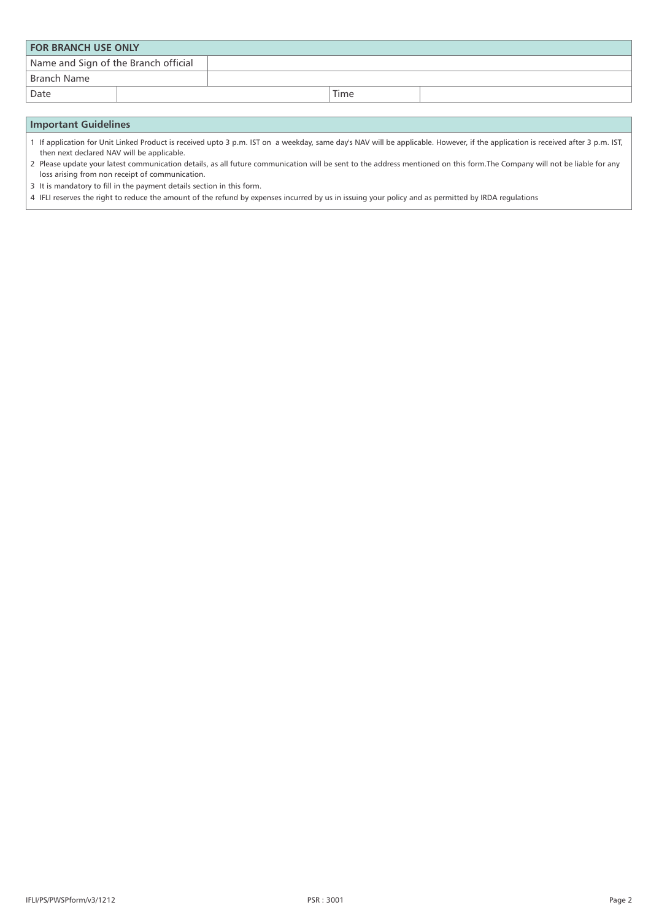| FOR BRANCH USE ONLY | | | |
|---|---|---|---|
| Name and Sign of the Branch official | | | |
| Branch Name | | | |
| Date | | Time | |

## Important Guidelines

1. If application for Unit Linked Product is received upto 3 p.m. IST on a weekday, same day's NAV will be applicable. However, if the application is received after 3 p.m. IST, then next declared NAV will be applicable.
2. Please update your latest communication details, as all future communication will be sent to the address mentioned on this form.The Company will not be liable for any loss arising from non receipt of communication.
3. It is mandatory to fill in the payment details section in this form.
4. IFLI reserves the right to reduce the amount of the refund by expenses incurred by us in issuing your policy and as permitted by IRDA regulations

IFLI/PS/PWSPform/v3/1212 PSR : 3001